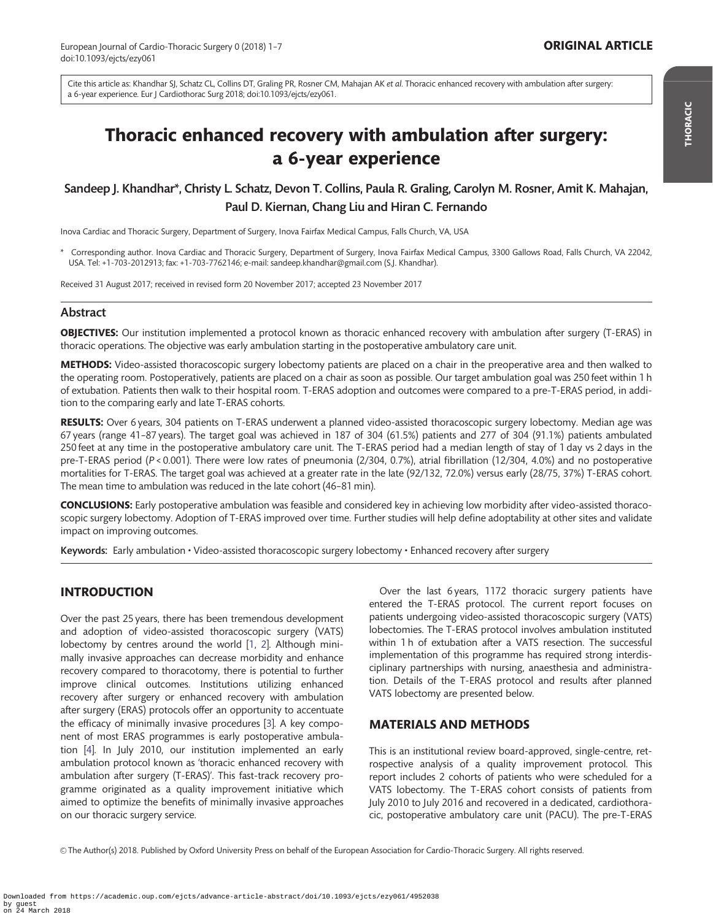Cite this article as: Khandhar SJ, Schatz CL, Collins DT, Graling PR, Rosner CM, Mahajan AK *et al*. Thoracic enhanced recovery with ambulation after surgery: a 6-year experience. Eur J Cardiothorac Surg 2018; doi:10.1093/ejcts/ezy061.

# Thoracic enhanced recovery with ambulation after surgery: a 6-year experience

**Sandeep J. Khandhar*, Christy L. Schatz, Devon T. Collins, Paula R. Graling, Carolyn M. Rosner, Amit K. Mahajan, Paul D. Kiernan, Chang Liu and Hiran C. Fernando**

Inova Cardiac and Thoracic Surgery, Department of Surgery, Inova Fairfax Medical Campus, Falls Church, VA, USA

\* Corresponding author. Inova Cardiac and Thoracic Surgery, Department of Surgery, Inova Fairfax Medical Campus, 3300 Gallows Road, Falls Church, VA 22042, USA. Tel: +1-703-2012913; fax: +1-703-7762146; e-mail: sandeep.khandhar@gmail.com (S.J. Khandhar).

Received 31 August 2017; received in revised form 20 November 2017; accepted 23 November 2017

## Abstract

**OBJECTIVES:** Our institution implemented a protocol known as thoracic enhanced recovery with ambulation after surgery (T-ERAS) in thoracic operations. The objective was early ambulation starting in the postoperative ambulatory care unit.

**METHODS:** Video-assisted thoracoscopic surgery lobectomy patients are placed on a chair in the preoperative area and then walked to the operating room. Postoperatively, patients are placed on a chair as soon as possible. Our target ambulation goal was 250 feet within 1 h of extubation. Patients then walk to their hospital room. T-ERAS adoption and outcomes were compared to a pre-T-ERAS period, in addition to the comparing early and late T-ERAS cohorts.

**RESULTS:** Over 6 years, 304 patients on T-ERAS underwent a planned video-assisted thoracoscopic surgery lobectomy. Median age was 67 years (range 41–87 years). The target goal was achieved in 187 of 304 (61.5%) patients and 277 of 304 (91.1%) patients ambulated 250 feet at any time in the postoperative ambulatory care unit. The T-ERAS period had a median length of stay of 1 day vs 2 days in the pre-T-ERAS period ($P < 0.001$). There were low rates of pneumonia (2/304, 0.7%), atrial fibrillation (12/304, 4.0%) and no postoperative mortalities for T-ERAS. The target goal was achieved at a greater rate in the late (92/132, 72.0%) versus early (28/75, 37%) T-ERAS cohort. The mean time to ambulation was reduced in the late cohort (46–81 min).

**CONCLUSIONS:** Early postoperative ambulation was feasible and considered key in achieving low morbidity after video-assisted thoracoscopic surgery lobectomy. Adoption of T-ERAS improved over time. Further studies will help define adoptability at other sites and validate impact on improving outcomes.

**Keywords:** Early ambulation • Video-assisted thoracoscopic surgery lobectomy • Enhanced recovery after surgery

## INTRODUCTION

Over the past 25 years, there has been tremendous development and adoption of video-assisted thoracoscopic surgery (VATS) lobectomy by centres around the world [1, 2]. Although minimally invasive approaches can decrease morbidity and enhance recovery compared to thoracotomy, there is potential to further improve clinical outcomes. Institutions utilizing enhanced recovery after surgery or enhanced recovery with ambulation after surgery (ERAS) protocols offer an opportunity to accentuate the efficacy of minimally invasive procedures [3]. A key component of most ERAS programmes is early postoperative ambulation [4]. In July 2010, our institution implemented an early ambulation protocol known as 'thoracic enhanced recovery with ambulation after surgery (T-ERAS)'. This fast-track recovery programme originated as a quality improvement initiative which aimed to optimize the benefits of minimally invasive approaches on our thoracic surgery service.

Over the last 6 years, 1172 thoracic surgery patients have entered the T-ERAS protocol. The current report focuses on patients undergoing video-assisted thoracoscopic surgery (VATS) lobectomies. The T-ERAS protocol involves ambulation instituted within 1 h of extubation after a VATS resection. The successful implementation of this programme has required strong interdisciplinary partnerships with nursing, anaesthesia and administration. Details of the T-ERAS protocol and results after planned VATS lobectomy are presented below.

## MATERIALS AND METHODS

This is an institutional review board-approved, single-centre, retrospective analysis of a quality improvement protocol. This report includes 2 cohorts of patients who were scheduled for a VATS lobectomy. The T-ERAS cohort consists of patients from July 2010 to July 2016 and recovered in a dedicated, cardiothoracic, postoperative ambulatory care unit (PACU). The pre-T-ERAS

© The Author(s) 2018. Published by Oxford University Press on behalf of the European Association for Cardio-Thoracic Surgery. All rights reserved.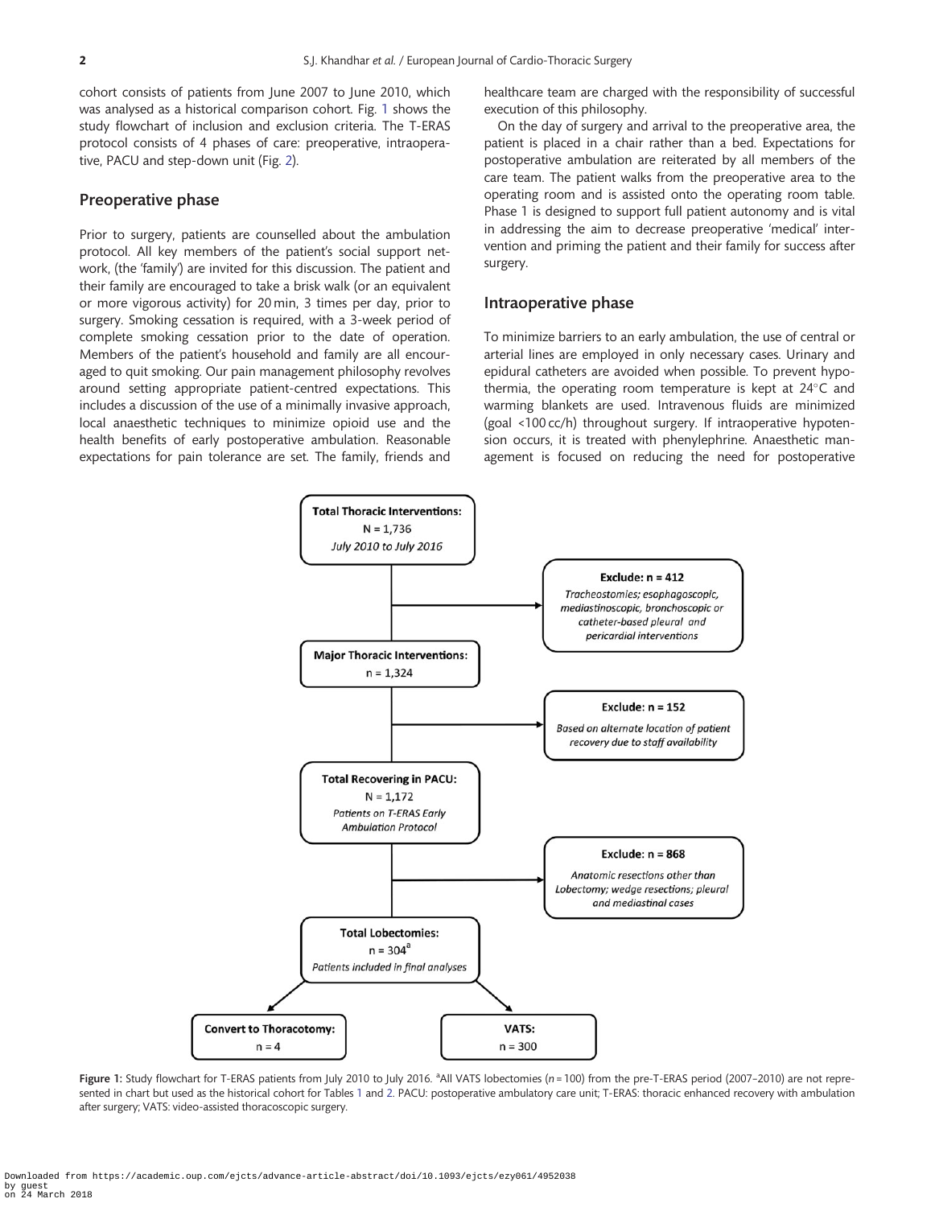cohort consists of patients from June 2007 to June 2010, which was analysed as a historical comparison cohort. Fig. 1 shows the study flowchart of inclusion and exclusion criteria. The T-ERAS protocol consists of 4 phases of care: preoperative, intraoperative, PACU and step-down unit (Fig. 2).

## Preoperative phase

Prior to surgery, patients are counselled about the ambulation protocol. All key members of the patient's social support network, (the 'family') are invited for this discussion. The patient and their family are encouraged to take a brisk walk (or an equivalent or more vigorous activity) for 20 min, 3 times per day, prior to surgery. Smoking cessation is required, with a 3-week period of complete smoking cessation prior to the date of operation. Members of the patient's household and family are all encouraged to quit smoking. Our pain management philosophy revolves around setting appropriate patient-centred expectations. This includes a discussion of the use of a minimally invasive approach, local anaesthetic techniques to minimize opioid use and the health benefits of early postoperative ambulation. Reasonable expectations for pain tolerance are set. The family, friends and healthcare team are charged with the responsibility of successful execution of this philosophy.

On the day of surgery and arrival to the preoperative area, the patient is placed in a chair rather than a bed. Expectations for postoperative ambulation are reiterated by all members of the care team. The patient walks from the preoperative area to the operating room and is assisted onto the operating room table. Phase 1 is designed to support full patient autonomy and is vital in addressing the aim to decrease preoperative 'medical' intervention and priming the patient and their family for success after surgery.

## Intraoperative phase

To minimize barriers to an early ambulation, the use of central or arterial lines are employed in only necessary cases. Urinary and epidural catheters are avoided when possible. To prevent hypothermia, the operating room temperature is kept at 24°C and warming blankets are used. Intravenous fluids are minimized (goal <100 cc/h) throughout surgery. If intraoperative hypotension occurs, it is treated with phenylephrine. Anaesthetic management is focused on reducing the need for postoperative

**Total Thoracic Interventions:** N = 1,736 *July 2010 to July 2016*

→ **Exclude: n = 412** *Tracheostomies; esophagoscopic, mediastinoscopic, bronchoscopic or catheter-based pleural and pericardial interventions*

**Major Thoracic Interventions:** n = 1,324

→ **Exclude: n = 152** *Based on alternate location of patient recovery due to staff availability*

**Total Recovering in PACU:** N = 1,172 *Patients on T-ERAS Early Ambulation Protocol*

→ **Exclude: n = 868** *Anatomic resections other than Lobectomy; wedge resections; pleural and mediastinal cases*

**Total Lobectomies:** n = 304[a] *Patients included in final analyses*

→ **Convert to Thoracotomy:** n = 4

→ **VATS:** n = 300

Figure 1: Study flowchart for T-ERAS patients from July 2010 to July 2016. [a]All VATS lobectomies (n = 100) from the pre-T-ERAS period (2007–2010) are not represented in chart but used as the historical cohort for Tables 1 and 2. PACU: postoperative ambulatory care unit; T-ERAS: thoracic enhanced recovery with ambulation after surgery; VATS: video-assisted thoracoscopic surgery.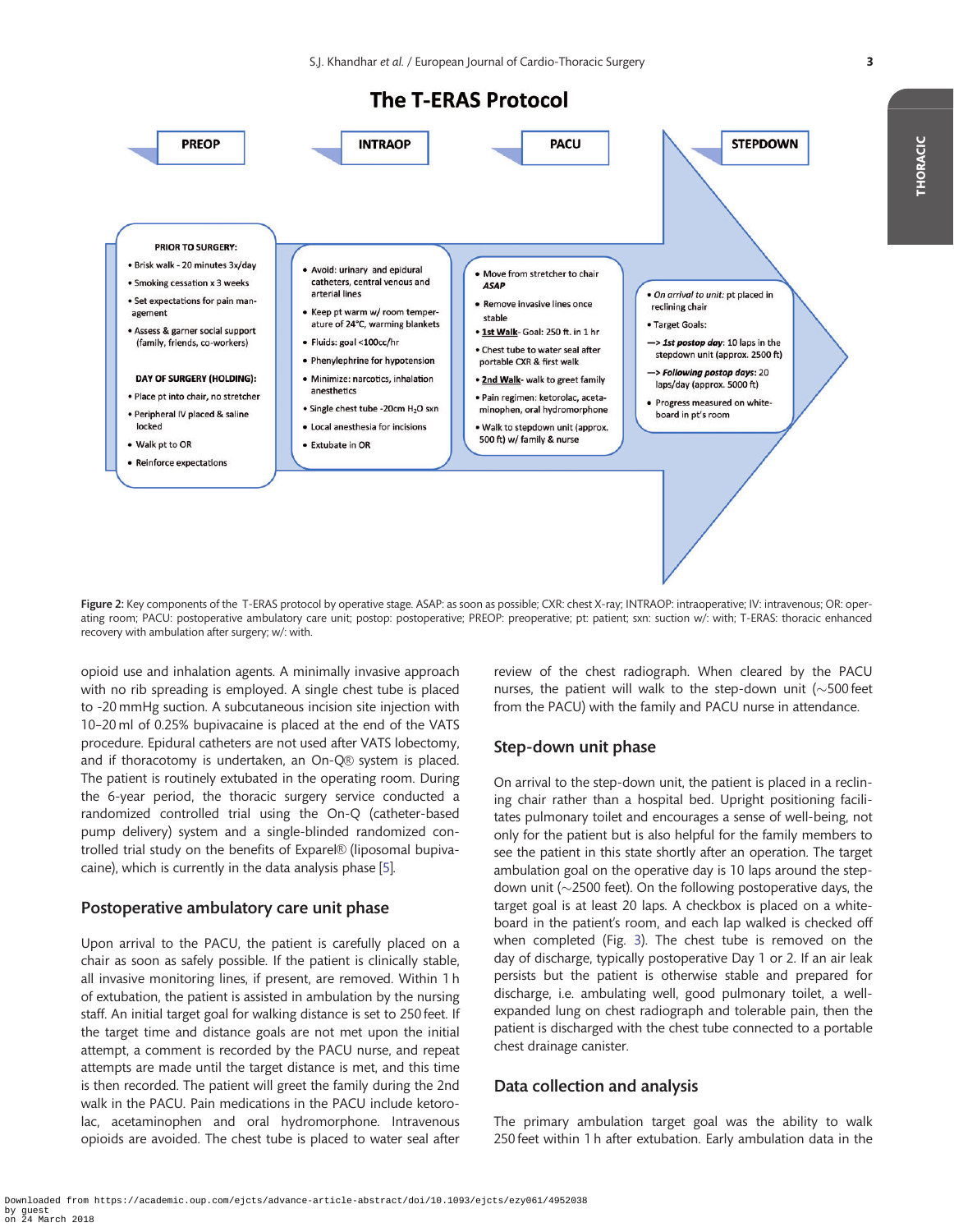# The T-ERAS Protocol

**PREOP**

PRIOR TO SURGERY:

- Brisk walk - 20 minutes 3x/day
- Smoking cessation x 3 weeks
- Set expectations for pain management
- Assess & garner social support (family, friends, co-workers)

DAY OF SURGERY (HOLDING):

- Place pt into chair, no stretcher
- Peripheral IV placed & saline locked
- Walk pt to OR
- Reinforce expectations

**INTRAOP**

- Avoid: urinary and epidural catheters, central venous and arterial lines
- Keep pt warm w/ room temperature of 24°C, warming blankets
- Fluids: goal <100cc/hr
- Phenylephrine for hypotension
- Minimize: narcotics, inhalation anesthetics
- Single chest tube -20cm $H_2O$ sxn
- Local anesthesia for incisions
- Extubate in OR

**PACU**

- Move from stretcher to chair *ASAP*
- Remove invasive lines once stable
- **1st Walk**- Goal: 250 ft. in 1 hr
- Chest tube to water seal after portable CXR & first walk
- **2nd Walk**- walk to greet family
- Pain regimen: ketorolac, acetaminophen, oral hydromorphone
- Walk to stepdown unit (approx. 500 ft) w/ family & nurse

**STEPDOWN**

- *On arrival to unit:* pt placed in reclining chair
- Target Goals:
  - —> ***1st postop day***: 10 laps in the stepdown unit (approx. 2500 ft)
  - —> ***Following postop days***: 20 laps/day (approx. 5000 ft)
- Progress measured on whiteboard in pt's room

**Figure 2:** Key components of the T-ERAS protocol by operative stage. ASAP: as soon as possible; CXR: chest X-ray; INTRAOP: intraoperative; IV: intravenous; OR: operating room; PACU: postoperative ambulatory care unit; postop: postoperative; PREOP: preoperative; pt: patient; sxn: suction w/: with; T-ERAS: thoracic enhanced recovery with ambulation after surgery; w/: with.

opioid use and inhalation agents. A minimally invasive approach with no rib spreading is employed. A single chest tube is placed to -20 mmHg suction. A subcutaneous incision site injection with 10–20 ml of 0.25% bupivacaine is placed at the end of the VATS procedure. Epidural catheters are not used after VATS lobectomy, and if thoracotomy is undertaken, an On-Q® system is placed. The patient is routinely extubated in the operating room. During the 6-year period, the thoracic surgery service conducted a randomized controlled trial using the On-Q (catheter-based pump delivery) system and a single-blinded randomized controlled trial study on the benefits of Exparel® (liposomal bupivacaine), which is currently in the data analysis phase [5].

## Postoperative ambulatory care unit phase

Upon arrival to the PACU, the patient is carefully placed on a chair as soon as safely possible. If the patient is clinically stable, all invasive monitoring lines, if present, are removed. Within 1 h of extubation, the patient is assisted in ambulation by the nursing staff. An initial target goal for walking distance is set to 250 feet. If the target time and distance goals are not met upon the initial attempt, a comment is recorded by the PACU nurse, and repeat attempts are made until the target distance is met, and this time is then recorded. The patient will greet the family during the 2nd walk in the PACU. Pain medications in the PACU include ketorolac, acetaminophen and oral hydromorphone. Intravenous opioids are avoided. The chest tube is placed to water seal after review of the chest radiograph. When cleared by the PACU nurses, the patient will walk to the step-down unit (∼500 feet from the PACU) with the family and PACU nurse in attendance.

## Step-down unit phase

On arrival to the step-down unit, the patient is placed in a reclining chair rather than a hospital bed. Upright positioning facilitates pulmonary toilet and encourages a sense of well-being, not only for the patient but is also helpful for the family members to see the patient in this state shortly after an operation. The target ambulation goal on the operative day is 10 laps around the step-down unit (∼2500 feet). On the following postoperative days, the target goal is at least 20 laps. A checkbox is placed on a white-board in the patient's room, and each lap walked is checked off when completed (Fig. 3). The chest tube is removed on the day of discharge, typically postoperative Day 1 or 2. If an air leak persists but the patient is otherwise stable and prepared for discharge, i.e. ambulating well, good pulmonary toilet, a well-expanded lung on chest radiograph and tolerable pain, then the patient is discharged with the chest tube connected to a portable chest drainage canister.

## Data collection and analysis

The primary ambulation target goal was the ability to walk 250 feet within 1 h after extubation. Early ambulation data in the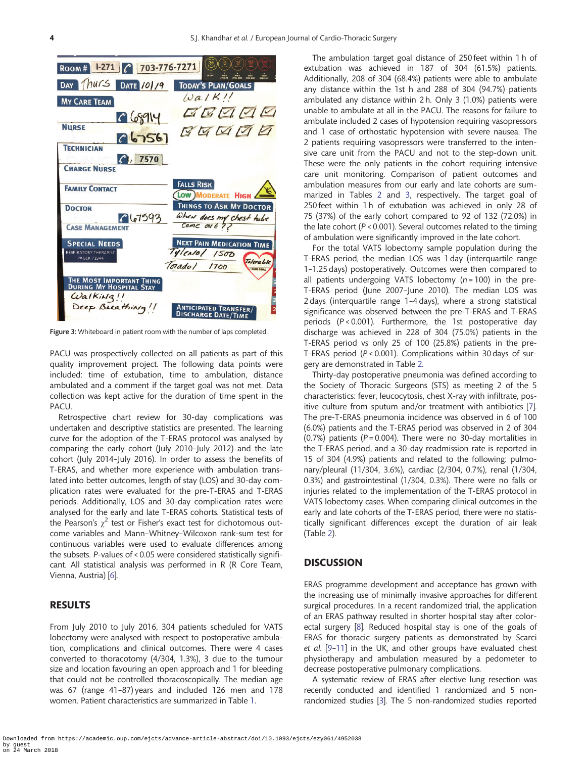Figure 3: Whiteboard in patient room with the number of laps completed.

PACU was prospectively collected on all patients as part of this quality improvement project. The following data points were included: time of extubation, time to ambulation, distance ambulated and a comment if the target goal was not met. Data collection was kept active for the duration of time spent in the PACU.

Retrospective chart review for 30-day complications was undertaken and descriptive statistics are presented. The learning curve for the adoption of the T-ERAS protocol was analysed by comparing the early cohort (July 2010–July 2012) and the late cohort (July 2014–July 2016). In order to assess the benefits of T-ERAS, and whether more experience with ambulation translated into better outcomes, length of stay (LOS) and 30-day complication rates were evaluated for the pre-T-ERAS and T-ERAS periods. Additionally, LOS and 30-day complication rates were analysed for the early and late T-ERAS cohorts. Statistical tests of the Pearson's $\chi^2$ test or Fisher's exact test for dichotomous outcome variables and Mann–Whitney–Wilcoxon rank-sum test for continuous variables were used to evaluate differences among the subsets. *P*-values of < 0.05 were considered statistically significant. All statistical analysis was performed in R (R Core Team, Vienna, Austria) [6].

## RESULTS

From July 2010 to July 2016, 304 patients scheduled for VATS lobectomy were analysed with respect to postoperative ambulation, complications and clinical outcomes. There were 4 cases converted to thoracotomy (4/304, 1.3%), 3 due to the tumour size and location favouring an open approach and 1 for bleeding that could not be controlled thoracoscopically. The median age was 67 (range 41–87) years and included 126 men and 178 women. Patient characteristics are summarized in Table 1.

The ambulation target goal distance of 250 feet within 1 h of extubation was achieved in 187 of 304 (61.5%) patients. Additionally, 208 of 304 (68.4%) patients were able to ambulate any distance within the 1st h and 288 of 304 (94.7%) patients ambulated any distance within 2 h. Only 3 (1.0%) patients were unable to ambulate at all in the PACU. The reasons for failure to ambulate included 2 cases of hypotension requiring vasopressors and 1 case of orthostatic hypotension with severe nausea. The 2 patients requiring vasopressors were transferred to the intensive care unit from the PACU and not to the step-down unit. These were the only patients in the cohort requiring intensive care unit monitoring. Comparison of patient outcomes and ambulation measures from our early and late cohorts are summarized in Tables 2 and 3, respectively. The target goal of 250 feet within 1 h of extubation was achieved in only 28 of 75 (37.3%) of the early cohort compared to 92 of 132 (72.0%) in the late cohort (*P* < 0.001). Several outcomes related to the timing of ambulation were significantly improved in the late cohort.

For the total VATS lobectomy sample population during the T-ERAS period, the median LOS was 1 day (interquartile range 1–1.25 days) postoperatively. Outcomes were then compared to all patients undergoing VATS lobectomy (*n* = 100) in the pre-T-ERAS period (June 2007–June 2010). The median LOS was 2 days (interquartile range 1–4 days), where a strong statistical significance was observed between the pre-T-ERAS and T-ERAS periods (*P* < 0.001). Furthermore, the 1st postoperative day discharge was achieved in 228 of 304 (75.0%) patients in the T-ERAS period vs only 25 of 100 (25.8%) patients in the pre-T-ERAS period (*P* < 0.001). Complications within 30 days of surgery are demonstrated in Table 2.

Thirty-day postoperative pneumonia was defined according to the Society of Thoracic Surgeons (STS) as meeting 2 of the 5 characteristics: fever, leucocytosis, chest X-ray with infiltrate, positive culture from sputum and/or treatment with antibiotics [7]. The pre-T-ERAS pneumonia incidence was observed in 6 of 100 (6.0%) patients and the T-ERAS period was observed in 2 of 304 (0.7%) patients (*P* = 0.004). There were no 30-day mortalities in the T-ERAS period, and a 30-day readmission rate is reported in 15 of 304 (4.9%) patients and related to the following: pulmonary/pleural (11/304, 3.6%), cardiac (2/304, 0.7%), renal (1/304, 0.3%) and gastrointestinal (1/304, 0.3%). There were no falls or injuries related to the implementation of the T-ERAS protocol in VATS lobectomy cases. When comparing clinical outcomes in the early and late cohorts of the T-ERAS period, there were no statistically significant differences except the duration of air leak (Table 2).

## DISCUSSION

ERAS programme development and acceptance has grown with the increasing use of minimally invasive approaches for different surgical procedures. In a recent randomized trial, the application of an ERAS pathway resulted in shorter hospital stay after colorectal surgery [8]. Reduced hospital stay is one of the goals of ERAS for thoracic surgery patients as demonstrated by Scarci *et al.* [9–11] in the UK, and other groups have evaluated chest physiotherapy and ambulation measured by a pedometer to decrease postoperative pulmonary complications.

A systematic review of ERAS after elective lung resection was recently conducted and identified 1 randomized and 5 non-randomized studies [3]. The 5 non-randomized studies reported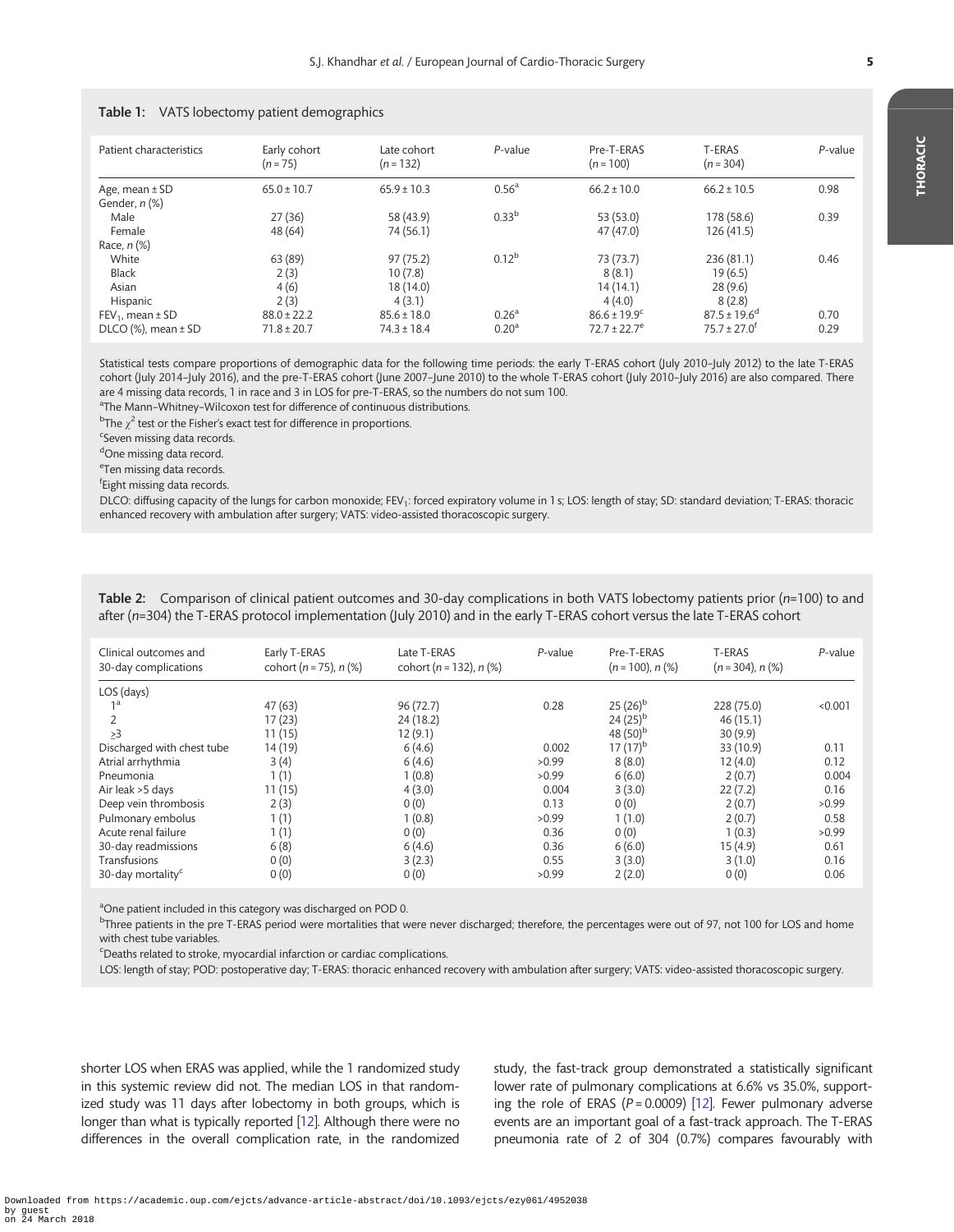**Table 1:** VATS lobectomy patient demographics

| Patient characteristics | Early cohort ($n$ = 75) | Late cohort ($n$ = 132) | $P$-value | Pre-T-ERAS ($n$ = 100) | T-ERAS ($n$ = 304) | $P$-value |
|---|---|---|---|---|---|---|
| Age, mean ± SD | 65.0 ± 10.7 | 65.9 ± 10.3 | 0.56[a] | 66.2 ± 10.0 | 66.2 ± 10.5 | 0.98 |
| Gender, $n$ (%) | | | | | | |
| Male | 27 (36) | 58 (43.9) | 0.33[b] | 53 (53.0) | 178 (58.6) | 0.39 |
| Female | 48 (64) | 74 (56.1) | | 47 (47.0) | 126 (41.5) | |
| Race, $n$ (%) | | | | | | |
| White | 63 (89) | 97 (75.2) | 0.12[b] | 73 (73.7) | 236 (81.1) | 0.46 |
| Black | 2 (3) | 10 (7.8) | | 8 (8.1) | 19 (6.5) | |
| Asian | 4 (6) | 18 (14.0) | | 14 (14.1) | 28 (9.6) | |
| Hispanic | 2 (3) | 4 (3.1) | | 4 (4.0) | 8 (2.8) | |
| $FEV_1$, mean ± SD | 88.0 ± 22.2 | 85.6 ± 18.0 | 0.26[a] | 86.6 ± 19.9[c] | 87.5 ± 19.6[d] | 0.70 |
| DLCO (%), mean ± SD | 71.8 ± 20.7 | 74.3 ± 18.4 | 0.20[a] | 72.7 ± 22.7[e] | 75.7 ± 27.0[f] | 0.29 |

Statistical tests compare proportions of demographic data for the following time periods: the early T-ERAS cohort (July 2010–July 2012) to the late T-ERAS cohort (July 2014–July 2016), and the pre-T-ERAS cohort (June 2007–June 2010) to the whole T-ERAS cohort (July 2010–July 2016) are also compared. There are 4 missing data records, 1 in race and 3 in LOS for pre-T-ERAS, so the numbers do not sum 100.

[a]The Mann–Whitney–Wilcoxon test for difference of continuous distributions.

[b]The $\chi^2$ test or the Fisher's exact test for difference in proportions.

[c]Seven missing data records.

[d]One missing data record.

[e]Ten missing data records.

[f]Eight missing data records.

DLCO: diffusing capacity of the lungs for carbon monoxide; $FEV_1$: forced expiratory volume in 1 s; LOS: length of stay; SD: standard deviation; T-ERAS: thoracic enhanced recovery with ambulation after surgery; VATS: video-assisted thoracoscopic surgery.

**Table 2:** Comparison of clinical patient outcomes and 30-day complications in both VATS lobectomy patients prior ($n$=100) to and after ($n$=304) the T-ERAS protocol implementation (July 2010) and in the early T-ERAS cohort versus the late T-ERAS cohort

| Clinical outcomes and 30-day complications | Early T-ERAS cohort ($n$ = 75), $n$ (%) | Late T-ERAS cohort ($n$ = 132), $n$ (%) | $P$-value | Pre-T-ERAS ($n$ = 100), $n$ (%) | T-ERAS ($n$ = 304), $n$ (%) | $P$-value |
|---|---|---|---|---|---|---|
| LOS (days) | | | | | | |
| 1[a] | 47 (63) | 96 (72.7) | 0.28 | 25 (26)[b] | 228 (75.0) | <0.001 |
| 2 | 17 (23) | 24 (18.2) | | 24 (25)[b] | 46 (15.1) | |
| ≥3 | 11 (15) | 12 (9.1) | | 48 (50)[b] | 30 (9.9) | |
| Discharged with chest tube | 14 (19) | 6 (4.6) | 0.002 | 17 (17)[b] | 33 (10.9) | 0.11 |
| Atrial arrhythmia | 3 (4) | 6 (4.6) | >0.99 | 8 (8.0) | 12 (4.0) | 0.12 |
| Pneumonia | 1 (1) | 1 (0.8) | >0.99 | 6 (6.0) | 2 (0.7) | 0.004 |
| Air leak >5 days | 11 (15) | 4 (3.0) | 0.004 | 3 (3.0) | 22 (7.2) | 0.16 |
| Deep vein thrombosis | 2 (3) | 0 (0) | 0.13 | 0 (0) | 2 (0.7) | >0.99 |
| Pulmonary embolus | 1 (1) | 1 (0.8) | >0.99 | 1 (1.0) | 2 (0.7) | 0.58 |
| Acute renal failure | 1 (1) | 0 (0) | 0.36 | 0 (0) | 1 (0.3) | >0.99 |
| 30-day readmissions | 6 (8) | 6 (4.6) | 0.36 | 6 (6.0) | 15 (4.9) | 0.61 |
| Transfusions | 0 (0) | 3 (2.3) | 0.55 | 3 (3.0) | 3 (1.0) | 0.16 |
| 30-day mortality[c] | 0 (0) | 0 (0) | >0.99 | 2 (2.0) | 0 (0) | 0.06 |

[a]One patient included in this category was discharged on POD 0.

[b]Three patients in the pre T-ERAS period were mortalities that were never discharged; therefore, the percentages were out of 97, not 100 for LOS and home with chest tube variables.

[c]Deaths related to stroke, myocardial infarction or cardiac complications.

LOS: length of stay; POD: postoperative day; T-ERAS: thoracic enhanced recovery with ambulation after surgery; VATS: video-assisted thoracoscopic surgery.

shorter LOS when ERAS was applied, while the 1 randomized study in this systemic review did not. The median LOS in that randomized study was 11 days after lobectomy in both groups, which is longer than what is typically reported [12]. Although there were no differences in the overall complication rate, in the randomized study, the fast-track group demonstrated a statistically significant lower rate of pulmonary complications at 6.6% vs 35.0%, supporting the role of ERAS ($P$ = 0.0009) [12]. Fewer pulmonary adverse events are an important goal of a fast-track approach. The T-ERAS pneumonia rate of 2 of 304 (0.7%) compares favourably with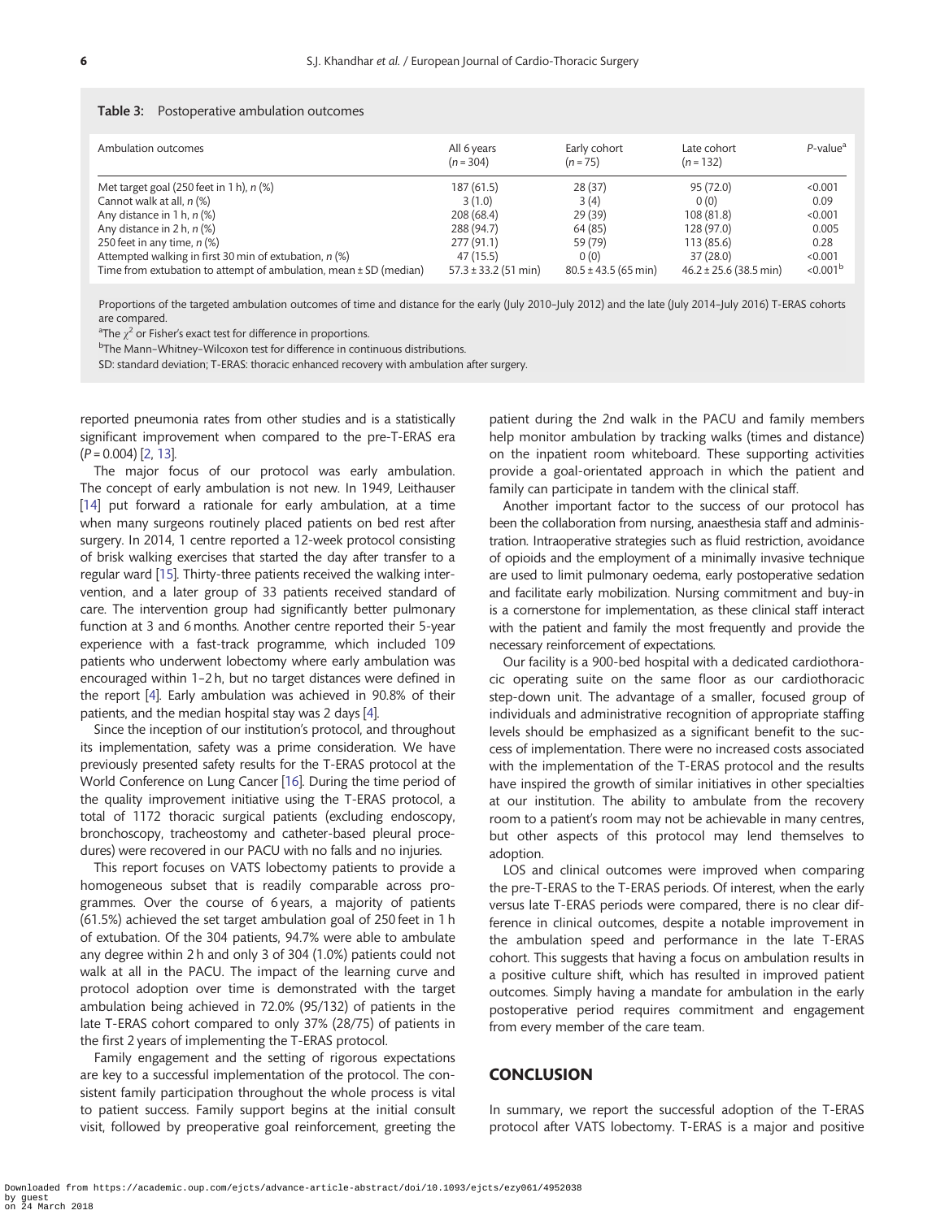**Table 3:** Postoperative ambulation outcomes

| Ambulation outcomes | All 6 years (n = 304) | Early cohort (n = 75) | Late cohort (n = 132) | P-value[a] |
|---|---|---|---|---|
| Met target goal (250 feet in 1 h), n (%) | 187 (61.5) | 28 (37) | 95 (72.0) | <0.001 |
| Cannot walk at all, n (%) | 3 (1.0) | 3 (4) | 0 (0) | 0.09 |
| Any distance in 1 h, n (%) | 208 (68.4) | 29 (39) | 108 (81.8) | <0.001 |
| Any distance in 2 h, n (%) | 288 (94.7) | 64 (85) | 128 (97.0) | 0.005 |
| 250 feet in any time, n (%) | 277 (91.1) | 59 (79) | 113 (85.6) | 0.28 |
| Attempted walking in first 30 min of extubation, n (%) | 47 (15.5) | 0 (0) | 37 (28.0) | <0.001 |
| Time from extubation to attempt of ambulation, mean ± SD (median) | 57.3 ± 33.2 (51 min) | 80.5 ± 43.5 (65 min) | 46.2 ± 25.6 (38.5 min) | <0.001[b] |

Proportions of the targeted ambulation outcomes of time and distance for the early (July 2010–July 2012) and the late (July 2014–July 2016) T-ERAS cohorts are compared.

[a]The $\chi^2$ or Fisher's exact test for difference in proportions.

[b]The Mann–Whitney–Wilcoxon test for difference in continuous distributions.

SD: standard deviation; T-ERAS: thoracic enhanced recovery with ambulation after surgery.

reported pneumonia rates from other studies and is a statistically significant improvement when compared to the pre-T-ERAS era ($P = 0.004$) [2, 13].

The major focus of our protocol was early ambulation. The concept of early ambulation is not new. In 1949, Leithauser [14] put forward a rationale for early ambulation, at a time when many surgeons routinely placed patients on bed rest after surgery. In 2014, 1 centre reported a 12-week protocol consisting of brisk walking exercises that started the day after transfer to a regular ward [15]. Thirty-three patients received the walking intervention, and a later group of 33 patients received standard of care. The intervention group had significantly better pulmonary function at 3 and 6 months. Another centre reported their 5-year experience with a fast-track programme, which included 109 patients who underwent lobectomy where early ambulation was encouraged within 1–2 h, but no target distances were defined in the report [4]. Early ambulation was achieved in 90.8% of their patients, and the median hospital stay was 2 days [4].

Since the inception of our institution's protocol, and throughout its implementation, safety was a prime consideration. We have previously presented safety results for the T-ERAS protocol at the World Conference on Lung Cancer [16]. During the time period of the quality improvement initiative using the T-ERAS protocol, a total of 1172 thoracic surgical patients (excluding endoscopy, bronchoscopy, tracheostomy and catheter-based pleural procedures) were recovered in our PACU with no falls and no injuries.

This report focuses on VATS lobectomy patients to provide a homogeneous subset that is readily comparable across programmes. Over the course of 6 years, a majority of patients (61.5%) achieved the set target ambulation goal of 250 feet in 1 h of extubation. Of the 304 patients, 94.7% were able to ambulate any degree within 2 h and only 3 of 304 (1.0%) patients could not walk at all in the PACU. The impact of the learning curve and protocol adoption over time is demonstrated with the target ambulation being achieved in 72.0% (95/132) of patients in the late T-ERAS cohort compared to only 37% (28/75) of patients in the first 2 years of implementing the T-ERAS protocol.

Family engagement and the setting of rigorous expectations are key to a successful implementation of the protocol. The consistent family participation throughout the whole process is vital to patient success. Family support begins at the initial consult visit, followed by preoperative goal reinforcement, greeting the patient during the 2nd walk in the PACU and family members help monitor ambulation by tracking walks (times and distance) on the inpatient room whiteboard. These supporting activities provide a goal-orientated approach in which the patient and family can participate in tandem with the clinical staff.

Another important factor to the success of our protocol has been the collaboration from nursing, anaesthesia staff and administration. Intraoperative strategies such as fluid restriction, avoidance of opioids and the employment of a minimally invasive technique are used to limit pulmonary oedema, early postoperative sedation and facilitate early mobilization. Nursing commitment and buy-in is a cornerstone for implementation, as these clinical staff interact with the patient and family the most frequently and provide the necessary reinforcement of expectations.

Our facility is a 900-bed hospital with a dedicated cardiothoracic operating suite on the same floor as our cardiothoracic step-down unit. The advantage of a smaller, focused group of individuals and administrative recognition of appropriate staffing levels should be emphasized as a significant benefit to the success of implementation. There were no increased costs associated with the implementation of the T-ERAS protocol and the results have inspired the growth of similar initiatives in other specialties at our institution. The ability to ambulate from the recovery room to a patient's room may not be achievable in many centres, but other aspects of this protocol may lend themselves to adoption.

LOS and clinical outcomes were improved when comparing the pre-T-ERAS to the T-ERAS periods. Of interest, when the early versus late T-ERAS periods were compared, there is no clear difference in clinical outcomes, despite a notable improvement in the ambulation speed and performance in the late T-ERAS cohort. This suggests that having a focus on ambulation results in a positive culture shift, which has resulted in improved patient outcomes. Simply having a mandate for ambulation in the early postoperative period requires commitment and engagement from every member of the care team.

## CONCLUSION

In summary, we report the successful adoption of the T-ERAS protocol after VATS lobectomy. T-ERAS is a major and positive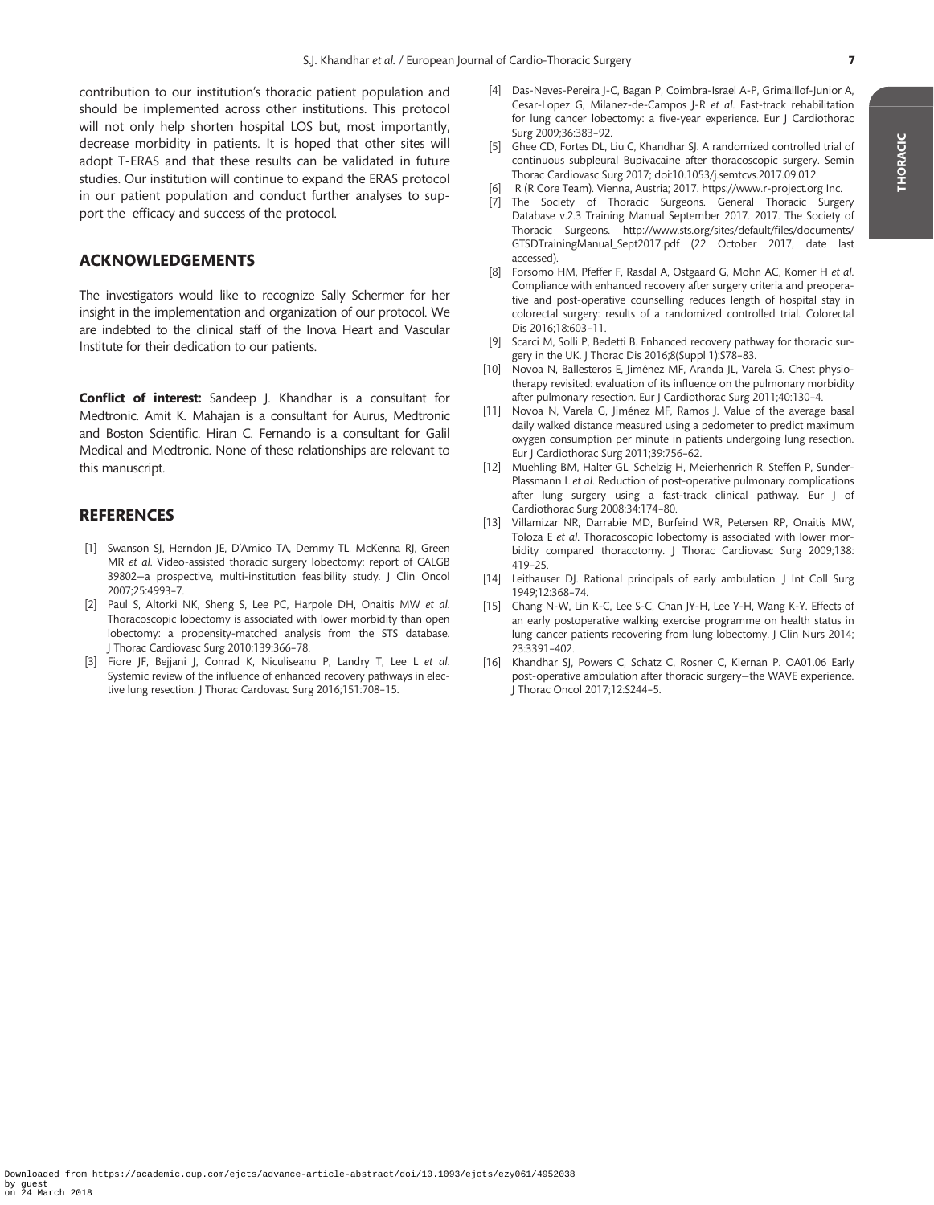contribution to our institution's thoracic patient population and should be implemented across other institutions. This protocol will not only help shorten hospital LOS but, most importantly, decrease morbidity in patients. It is hoped that other sites will adopt T-ERAS and that these results can be validated in future studies. Our institution will continue to expand the ERAS protocol in our patient population and conduct further analyses to support the efficacy and success of the protocol.

## ACKNOWLEDGEMENTS

The investigators would like to recognize Sally Schermer for her insight in the implementation and organization of our protocol. We are indebted to the clinical staff of the Inova Heart and Vascular Institute for their dedication to our patients.

**Conflict of interest:** Sandeep J. Khandhar is a consultant for Medtronic. Amit K. Mahajan is a consultant for Aurus, Medtronic and Boston Scientific. Hiran C. Fernando is a consultant for Galil Medical and Medtronic. None of these relationships are relevant to this manuscript.

## REFERENCES

[1] Swanson SJ, Herndon JE, D'Amico TA, Demmy TL, McKenna RJ, Green MR *et al.* Video-assisted thoracic surgery lobectomy: report of CALGB 39802—a prospective, multi-institution feasibility study. J Clin Oncol 2007;25:4993–7.

[2] Paul S, Altorki NK, Sheng S, Lee PC, Harpole DH, Onaitis MW *et al.* Thoracoscopic lobectomy is associated with lower morbidity than open lobectomy: a propensity-matched analysis from the STS database. J Thorac Cardiovasc Surg 2010;139:366–78.

[3] Fiore JF, Bejjani J, Conrad K, Niculiseanu P, Landry T, Lee L *et al.* Systemic review of the influence of enhanced recovery pathways in elective lung resection. J Thorac Cardovasc Surg 2016;151:708–15.

[4] Das-Neves-Pereira J-C, Bagan P, Coimbra-Israel A-P, Grimaillof-Junior A, Cesar-Lopez G, Milanez-de-Campos J-R *et al.* Fast-track rehabilitation for lung cancer lobectomy: a five-year experience. Eur J Cardiothorac Surg 2009;36:383–92.

[5] Ghee CD, Fortes DL, Liu C, Khandhar SJ. A randomized controlled trial of continuous subpleural Bupivacaine after thoracoscopic surgery. Semin Thorac Cardiovasc Surg 2017; doi:10.1053/j.semtcvs.2017.09.012.

[6] R (R Core Team). Vienna, Austria; 2017. https://www.r-project.org Inc.

[7] The Society of Thoracic Surgeons. General Thoracic Surgery Database v.2.3 Training Manual September 2017. 2017. The Society of Thoracic Surgeons. http://www.sts.org/sites/default/files/documents/GTSDTrainingManual_Sept2017.pdf (22 October 2017, date last accessed).

[8] Forsomo HM, Pfeffer F, Rasdal A, Ostgaard G, Mohn AC, Komer H *et al.* Compliance with enhanced recovery after surgery criteria and preoperative and post-operative counselling reduces length of hospital stay in colorectal surgery: results of a randomized controlled trial. Colorectal Dis 2016;18:603–11.

[9] Scarci M, Solli P, Bedetti B. Enhanced recovery pathway for thoracic surgery in the UK. J Thorac Dis 2016;8(Suppl 1):S78–83.

[10] Novoa N, Ballesteros E, Jiménez MF, Aranda JL, Varela G. Chest physiotherapy revisited: evaluation of its influence on the pulmonary morbidity after pulmonary resection. Eur J Cardiothorac Surg 2011;40:130–4.

[11] Novoa N, Varela G, Jiménez MF, Ramos J. Value of the average basal daily walked distance measured using a pedometer to predict maximum oxygen consumption per minute in patients undergoing lung resection. Eur J Cardiothorac Surg 2011;39:756–62.

[12] Muehling BM, Halter GL, Schelzig H, Meierhenrich R, Steffen P, Sunder-Plassmann L *et al.* Reduction of post-operative pulmonary complications after lung surgery using a fast-track clinical pathway. Eur J of Cardiothorac Surg 2008;34:174–80.

[13] Villamizar NR, Darrabie MD, Burfeind WR, Petersen RP, Onaitis MW, Toloza E *et al.* Thoracoscopic lobectomy is associated with lower morbidity compared thoracotomy. J Thorac Cardiovasc Surg 2009;138:419–25.

[14] Leithauser DJ. Rational principals of early ambulation. J Int Coll Surg 1949;12:368–74.

[15] Chang N-W, Lin K-C, Lee S-C, Chan JY-H, Lee Y-H, Wang K-Y. Effects of an early postoperative walking exercise programme on health status in lung cancer patients recovering from lung lobectomy. J Clin Nurs 2014;23:3391–402.

[16] Khandhar SJ, Powers C, Schatz C, Rosner C, Kiernan P. OA01.06 Early post-operative ambulation after thoracic surgery—the WAVE experience. J Thorac Oncol 2017;12:S244–5.